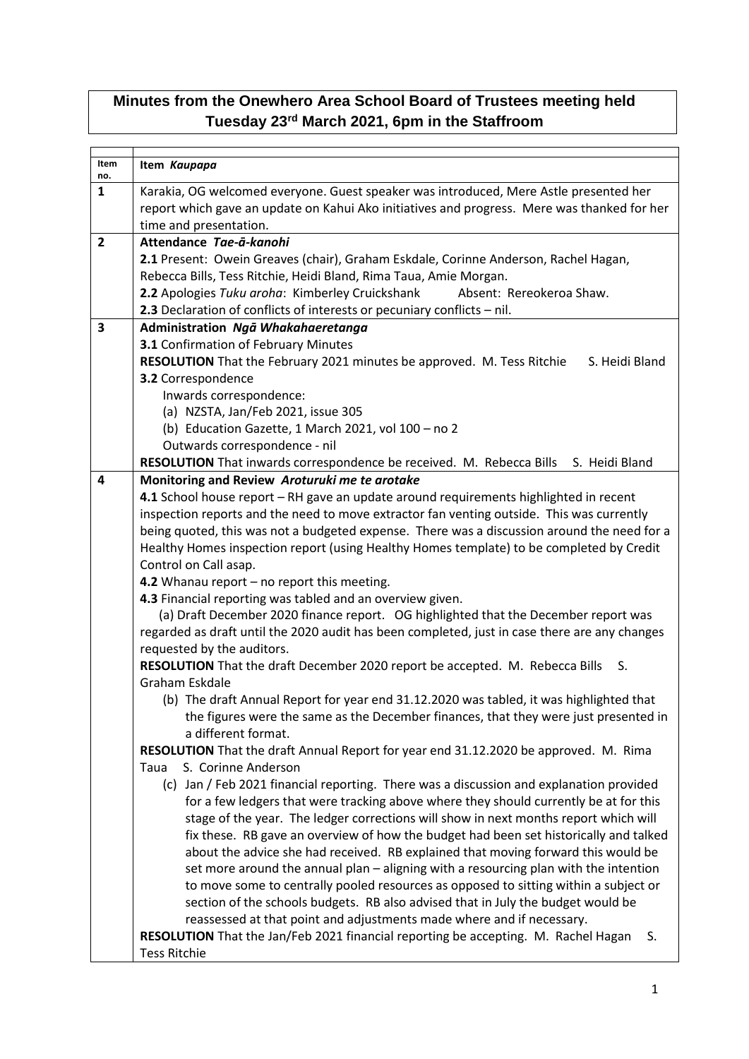# Minutes from the Onewhero Area School Board of Trustees meeting held Tuesday 23rd March 2021, 6pm in the Staffroom

| Item no. | Item *Kaupapa* |
|---|---|
| **1** | Karakia, OG welcomed everyone. Guest speaker was introduced, Mere Astle presented her report which gave an update on Kahui Ako initiatives and progress. Mere was thanked for her time and presentation. |
| **2** | **Attendance** ***Tae-ā-kanohi***<br>**2.1** Present: Owein Greaves (chair), Graham Eskdale, Corinne Anderson, Rachel Hagan, Rebecca Bills, Tess Ritchie, Heidi Bland, Rima Taua, Amie Morgan.<br>**2.2** Apologies *Tuku aroha*: Kimberley Cruickshank Absent: Rereokeroa Shaw.<br>**2.3** Declaration of conflicts of interests or pecuniary conflicts – nil. |
| **3** | **Administration** ***Ngā Whakahaeretanga***<br>**3.1** Confirmation of February Minutes<br>**RESOLUTION** That the February 2021 minutes be approved. M. Tess Ritchie S. Heidi Bland<br>**3.2** Correspondence<br>Inwards correspondence:<br>(a) NZSTA, Jan/Feb 2021, issue 305<br>(b) Education Gazette, 1 March 2021, vol 100 – no 2<br>Outwards correspondence - nil<br>**RESOLUTION** That inwards correspondence be received. M. Rebecca Bills S. Heidi Bland |
| **4** | **Monitoring and Review** ***Aroturuki me te arotake***<br>**4.1** School house report – RH gave an update around requirements highlighted in recent inspection reports and the need to move extractor fan venting outside. This was currently being quoted, this was not a budgeted expense. There was a discussion around the need for a Healthy Homes inspection report (using Healthy Homes template) to be completed by Credit Control on Call asap.<br>**4.2** Whanau report – no report this meeting.<br>**4.3** Financial reporting was tabled and an overview given.<br>(a) Draft December 2020 finance report. OG highlighted that the December report was regarded as draft until the 2020 audit has been completed, just in case there are any changes requested by the auditors.<br>**RESOLUTION** That the draft December 2020 report be accepted. M. Rebecca Bills S. Graham Eskdale<br>(b) The draft Annual Report for year end 31.12.2020 was tabled, it was highlighted that the figures were the same as the December finances, that they were just presented in a different format.<br>**RESOLUTION** That the draft Annual Report for year end 31.12.2020 be approved. M. Rima Taua S. Corinne Anderson<br>(c) Jan / Feb 2021 financial reporting. There was a discussion and explanation provided for a few ledgers that were tracking above where they should currently be at for this stage of the year. The ledger corrections will show in next months report which will fix these. RB gave an overview of how the budget had been set historically and talked about the advice she had received. RB explained that moving forward this would be set more around the annual plan – aligning with a resourcing plan with the intention to move some to centrally pooled resources as opposed to sitting within a subject or section of the schools budgets. RB also advised that in July the budget would be reassessed at that point and adjustments made where and if necessary.<br>**RESOLUTION** That the Jan/Feb 2021 financial reporting be accepting. M. Rachel Hagan S. Tess Ritchie |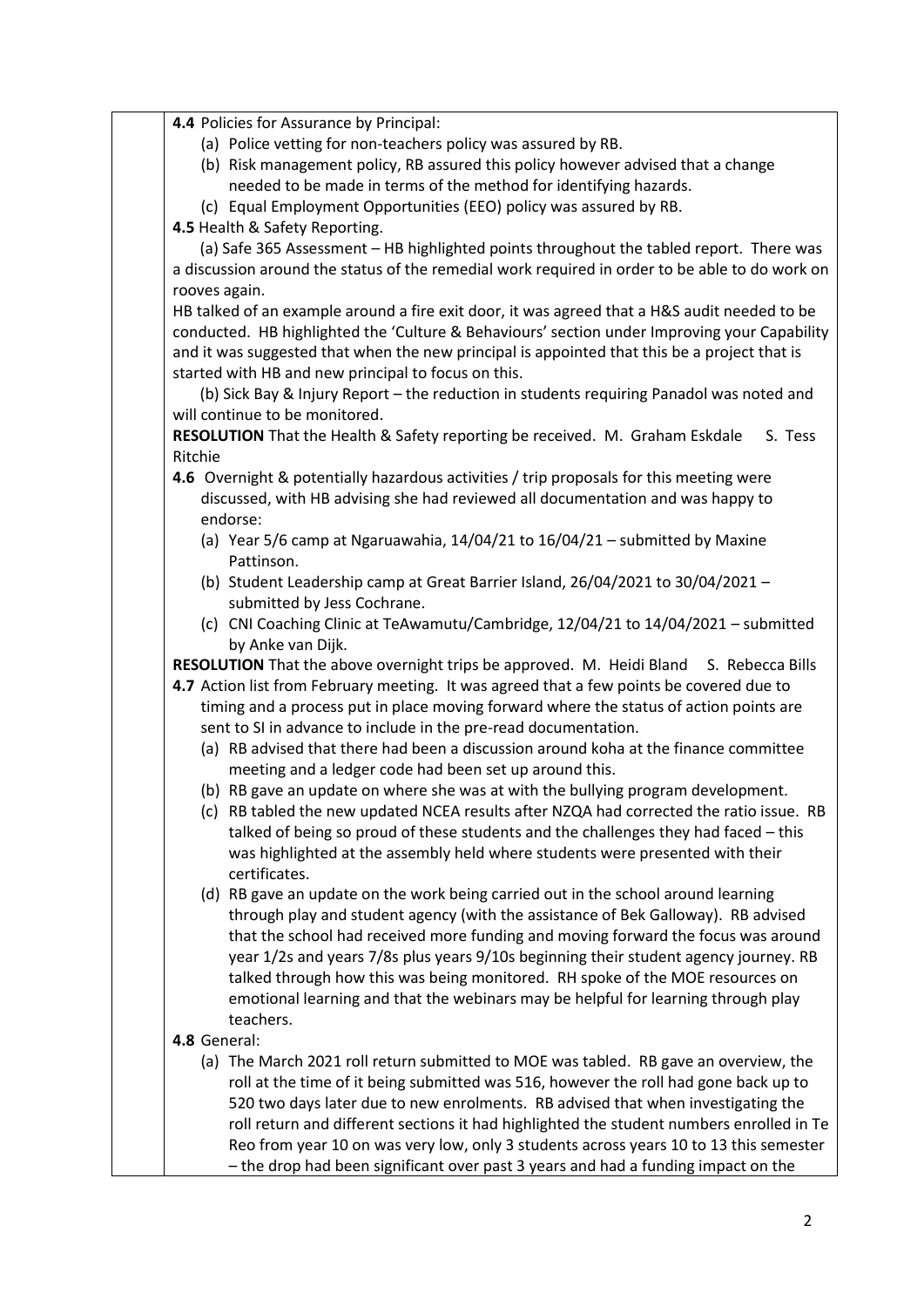**4.4** Policies for Assurance by Principal:

(a) Police vetting for non-teachers policy was assured by RB.

(b) Risk management policy, RB assured this policy however advised that a change needed to be made in terms of the method for identifying hazards.

(c) Equal Employment Opportunities (EEO) policy was assured by RB.

**4.5** Health & Safety Reporting.

(a) Safe 365 Assessment – HB highlighted points throughout the tabled report. There was a discussion around the status of the remedial work required in order to be able to do work on rooves again.

HB talked of an example around a fire exit door, it was agreed that a H&S audit needed to be conducted. HB highlighted the 'Culture & Behaviours' section under Improving your Capability and it was suggested that when the new principal is appointed that this be a project that is started with HB and new principal to focus on this.

(b) Sick Bay & Injury Report – the reduction in students requiring Panadol was noted and will continue to be monitored.

**RESOLUTION** That the Health & Safety reporting be received. M. Graham Eskdale S. Tess Ritchie

**4.6** Overnight & potentially hazardous activities / trip proposals for this meeting were discussed, with HB advising she had reviewed all documentation and was happy to endorse:

(a) Year 5/6 camp at Ngaruawahia, 14/04/21 to 16/04/21 – submitted by Maxine Pattinson.

(b) Student Leadership camp at Great Barrier Island, 26/04/2021 to 30/04/2021 – submitted by Jess Cochrane.

(c) CNI Coaching Clinic at TeAwamutu/Cambridge, 12/04/21 to 14/04/2021 – submitted by Anke van Dijk.

**RESOLUTION** That the above overnight trips be approved. M. Heidi Bland S. Rebecca Bills

**4.7** Action list from February meeting. It was agreed that a few points be covered due to timing and a process put in place moving forward where the status of action points are sent to SI in advance to include in the pre-read documentation.

(a) RB advised that there had been a discussion around koha at the finance committee meeting and a ledger code had been set up around this.

(b) RB gave an update on where she was at with the bullying program development.

(c) RB tabled the new updated NCEA results after NZQA had corrected the ratio issue. RB talked of being so proud of these students and the challenges they had faced – this was highlighted at the assembly held where students were presented with their certificates.

(d) RB gave an update on the work being carried out in the school around learning through play and student agency (with the assistance of Bek Galloway). RB advised that the school had received more funding and moving forward the focus was around year 1/2s and years 7/8s plus years 9/10s beginning their student agency journey. RB talked through how this was being monitored. RH spoke of the MOE resources on emotional learning and that the webinars may be helpful for learning through play teachers.

**4.8** General:

(a) The March 2021 roll return submitted to MOE was tabled. RB gave an overview, the roll at the time of it being submitted was 516, however the roll had gone back up to 520 two days later due to new enrolments. RB advised that when investigating the roll return and different sections it had highlighted the student numbers enrolled in Te Reo from year 10 on was very low, only 3 students across years 10 to 13 this semester – the drop had been significant over past 3 years and had a funding impact on the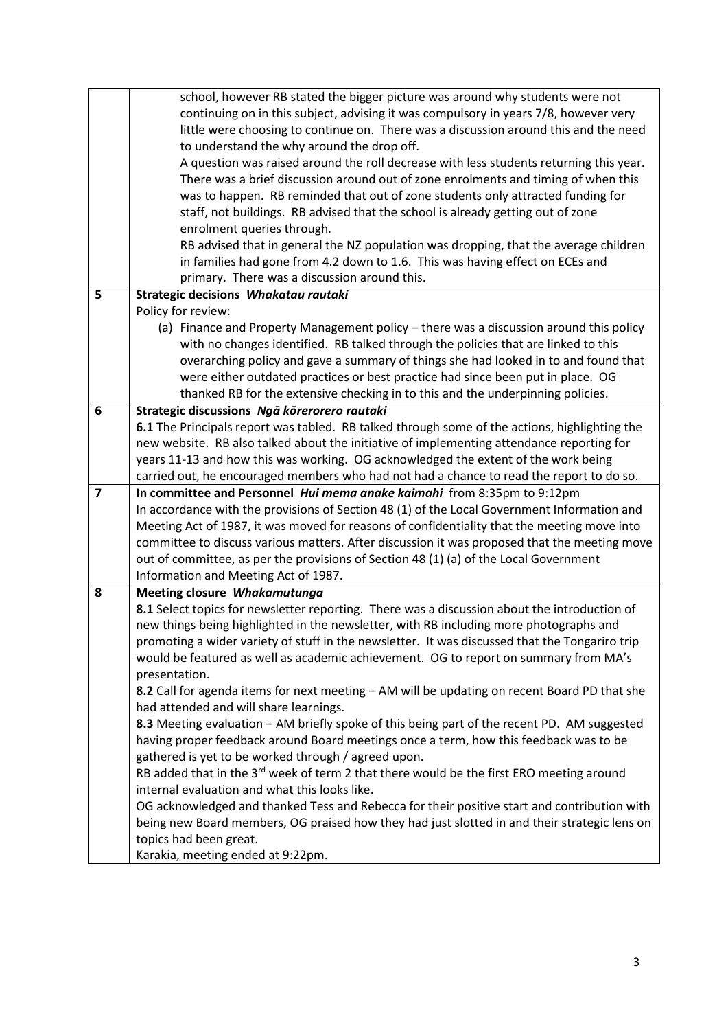| | |
|---|---|
| | school, however RB stated the bigger picture was around why students were not continuing on in this subject, advising it was compulsory in years 7/8, however very little were choosing to continue on. There was a discussion around this and the need to understand the why around the drop off.<br>A question was raised around the roll decrease with less students returning this year. There was a brief discussion around out of zone enrolments and timing of when this was to happen. RB reminded that out of zone students only attracted funding for staff, not buildings. RB advised that the school is already getting out of zone enrolment queries through.<br>RB advised that in general the NZ population was dropping, that the average children in families had gone from 4.2 down to 1.6. This was having effect on ECEs and primary. There was a discussion around this. |
| **5** | **Strategic decisions** ***Whakatau rautaki***<br>Policy for review:<br>(a) Finance and Property Management policy – there was a discussion around this policy with no changes identified. RB talked through the policies that are linked to this overarching policy and gave a summary of things she had looked in to and found that were either outdated practices or best practice had since been put in place. OG thanked RB for the extensive checking in to this and the underpinning policies. |
| **6** | **Strategic discussions** ***Ngā kōrerorero rautaki***<br>**6.1** The Principals report was tabled. RB talked through some of the actions, highlighting the new website. RB also talked about the initiative of implementing attendance reporting for years 11-13 and how this was working. OG acknowledged the extent of the work being carried out, he encouraged members who had not had a chance to read the report to do so. |
| **7** | **In committee and Personnel** ***Hui mema anake kaimahi*** from 8:35pm to 9:12pm<br>In accordance with the provisions of Section 48 (1) of the Local Government Information and Meeting Act of 1987, it was moved for reasons of confidentiality that the meeting move into committee to discuss various matters. After discussion it was proposed that the meeting move out of committee, as per the provisions of Section 48 (1) (a) of the Local Government Information and Meeting Act of 1987. |
| **8** | **Meeting closure** ***Whakamutunga***<br>**8.1** Select topics for newsletter reporting. There was a discussion about the introduction of new things being highlighted in the newsletter, with RB including more photographs and promoting a wider variety of stuff in the newsletter. It was discussed that the Tongariro trip would be featured as well as academic achievement. OG to report on summary from MA's presentation.<br>**8.2** Call for agenda items for next meeting – AM will be updating on recent Board PD that she had attended and will share learnings.<br>**8.3** Meeting evaluation – AM briefly spoke of this being part of the recent PD. AM suggested having proper feedback around Board meetings once a term, how this feedback was to be gathered is yet to be worked through / agreed upon.<br>RB added that in the 3rd week of term 2 that there would be the first ERO meeting around internal evaluation and what this looks like.<br>OG acknowledged and thanked Tess and Rebecca for their positive start and contribution with being new Board members, OG praised how they had just slotted in and their strategic lens on topics had been great.<br>Karakia, meeting ended at 9:22pm. |